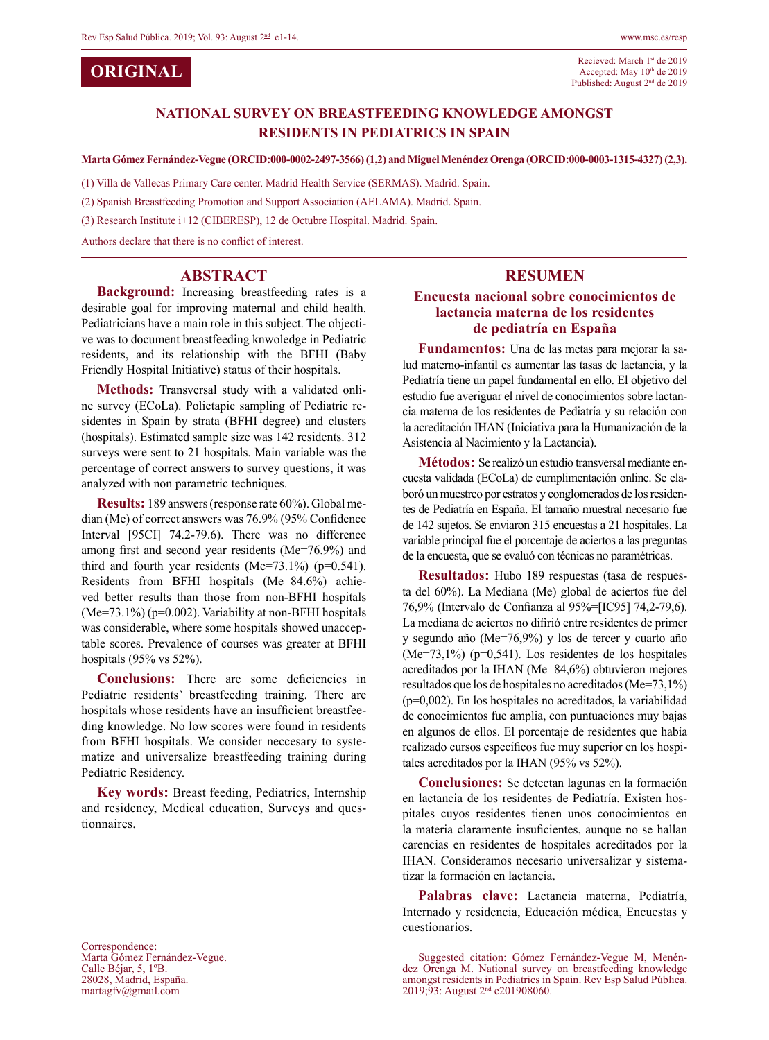**ORIGINAL**

Recieved: March 1st de 2019
Accepted: May 10th de 2019
Published: August 2nd de 2019

# NATIONAL SURVEY ON BREASTFEEDING KNOWLEDGE AMONGST RESIDENTS IN PEDIATRICS IN SPAIN

**Marta Gómez Fernández-Vegue (ORCID:000-0002-2497-3566) (1,2) and Miguel Menéndez Orenga (ORCID:000-0003-1315-4327) (2,3).**

(1) Villa de Vallecas Primary Care center. Madrid Health Service (SERMAS). Madrid. Spain.

(2) Spanish Breastfeeding Promotion and Support Association (AELAMA). Madrid. Spain.

(3) Research Institute i+12 (CIBERESP), 12 de Octubre Hospital. Madrid. Spain.

Authors declare that there is no conflict of interest.

## ABSTRACT

**Background:** Increasing breastfeeding rates is a desirable goal for improving maternal and child health. Pediatricians have a main role in this subject. The objective was to document breastfeeding knwoledge in Pediatric residents, and its relationship with the BFHI (Baby Friendly Hospital Initiative) status of their hospitals.

**Methods:** Transversal study with a validated online survey (ECoLa). Polietapic sampling of Pediatric residentes in Spain by strata (BFHI degree) and clusters (hospitals). Estimated sample size was 142 residents. 312 surveys were sent to 21 hospitals. Main variable was the percentage of correct answers to survey questions, it was analyzed with non parametric techniques.

**Results:** 189 answers (response rate 60%). Global median (Me) of correct answers was 76.9% (95% Confidence Interval [95CI] 74.2-79.6). There was no difference among first and second year residents (Me=76.9%) and third and fourth year residents (Me=73.1%) (p=0.541). Residents from BFHI hospitals (Me=84.6%) achieved better results than those from non-BFHI hospitals (Me=73.1%) (p=0.002). Variability at non-BFHI hospitals was considerable, where some hospitals showed unacceptable scores. Prevalence of courses was greater at BFHI hospitals (95% vs 52%).

**Conclusions:** There are some deficiencies in Pediatric residents' breastfeeding training. There are hospitals whose residents have an insufficient breastfeeding knowledge. No low scores were found in residents from BFHI hospitals. We consider neccesary to systematize and universalize breastfeeding training during Pediatric Residency.

**Key words:** Breast feeding, Pediatrics, Internship and residency, Medical education, Surveys and questionnaires.

## RESUMEN

### Encuesta nacional sobre conocimientos de lactancia materna de los residentes de pediatría en España

**Fundamentos:** Una de las metas para mejorar la salud materno-infantil es aumentar las tasas de lactancia, y la Pediatría tiene un papel fundamental en ello. El objetivo del estudio fue averiguar el nivel de conocimientos sobre lactancia materna de los residentes de Pediatría y su relación con la acreditación IHAN (Iniciativa para la Humanización de la Asistencia al Nacimiento y la Lactancia).

**Métodos:** Se realizó un estudio transversal mediante encuesta validada (ECoLa) de cumplimentación online. Se elaboró un muestreo por estratos y conglomerados de los residentes de Pediatría en España. El tamaño muestral necesario fue de 142 sujetos. Se enviaron 315 encuestas a 21 hospitales. La variable principal fue el porcentaje de aciertos a las preguntas de la encuesta, que se evaluó con técnicas no paramétricas.

**Resultados:** Hubo 189 respuestas (tasa de respuesta del 60%). La Mediana (Me) global de aciertos fue del 76,9% (Intervalo de Confianza al 95%=[IC95] 74,2-79,6). La mediana de aciertos no difirió entre residentes de primer y segundo año (Me=76,9%) y los de tercer y cuarto año (Me=73,1%) (p=0,541). Los residentes de los hospitales acreditados por la IHAN (Me=84,6%) obtuvieron mejores resultados que los de hospitales no acreditados (Me=73,1%) (p=0,002). En los hospitales no acreditados, la variabilidad de conocimientos fue amplia, con puntuaciones muy bajas en algunos de ellos. El porcentaje de residentes que había realizado cursos específicos fue muy superior en los hospitales acreditados por la IHAN (95% vs 52%).

**Conclusiones:** Se detectan lagunas en la formación en lactancia de los residentes de Pediatría. Existen hospitales cuyos residentes tienen unos conocimientos en la materia claramente insuficientes, aunque no se hallan carencias en residentes de hospitales acreditados por la IHAN. Consideramos necesario universalizar y sistematizar la formación en lactancia.

**Palabras clave:** Lactancia materna, Pediatría, Internado y residencia, Educación médica, Encuestas y cuestionarios.

Correspondence:
Marta Gómez Fernández-Vegue.
Calle Béjar, 5, 1ºB.
28028, Madrid, España.
martagfv@gmail.com

Suggested citation: Gómez Fernández-Vegue M, Menéndez Orenga M. National survey on breastfeeding knowledge amongst residents in Pediatrics in Spain. Rev Esp Salud Pública. 2019;93: August 2nd e201908060.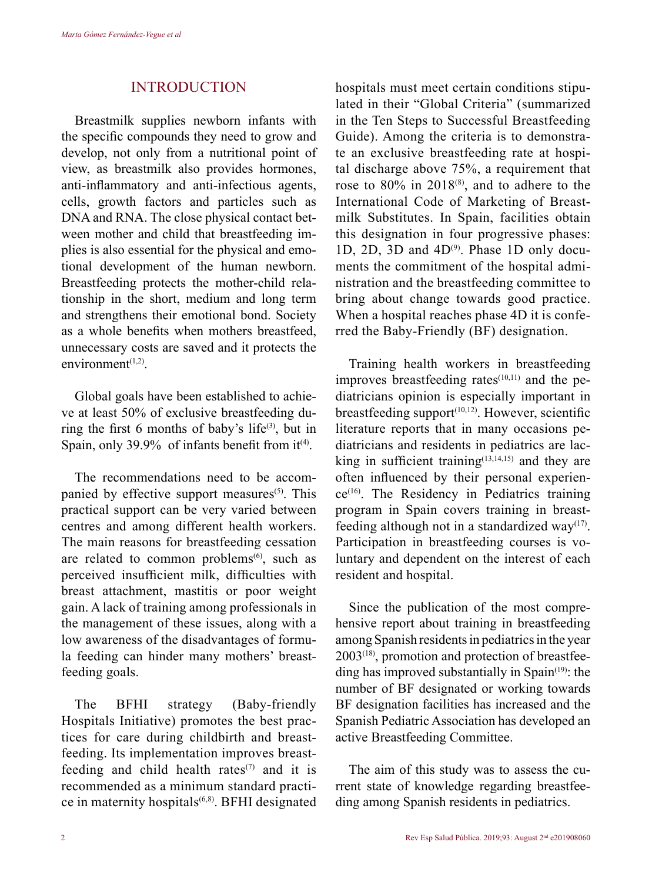## INTRODUCTION

Breastmilk supplies newborn infants with the specific compounds they need to grow and develop, not only from a nutritional point of view, as breastmilk also provides hormones, anti-inflammatory and anti-infectious agents, cells, growth factors and particles such as DNA and RNA. The close physical contact between mother and child that breastfeeding implies is also essential for the physical and emotional development of the human newborn. Breastfeeding protects the mother-child relationship in the short, medium and long term and strengthens their emotional bond. Society as a whole benefits when mothers breastfeed, unnecessary costs are saved and it protects the environment[1,2].

Global goals have been established to achieve at least 50% of exclusive breastfeeding during the first 6 months of baby's life[3], but in Spain, only 39.9% of infants benefit from it[4].

The recommendations need to be accompanied by effective support measures[5]. This practical support can be very varied between centres and among different health workers. The main reasons for breastfeeding cessation are related to common problems[6], such as perceived insufficient milk, difficulties with breast attachment, mastitis or poor weight gain. A lack of training among professionals in the management of these issues, along with a low awareness of the disadvantages of formula feeding can hinder many mothers' breastfeeding goals.

The BFHI strategy (Baby-friendly Hospitals Initiative) promotes the best practices for care during childbirth and breastfeeding. Its implementation improves breastfeeding and child health rates[7] and it is recommended as a minimum standard practice in maternity hospitals[6,8]. BFHI designated hospitals must meet certain conditions stipulated in their "Global Criteria" (summarized in the Ten Steps to Successful Breastfeeding Guide). Among the criteria is to demonstrate an exclusive breastfeeding rate at hospital discharge above 75%, a requirement that rose to 80% in 2018[8], and to adhere to the International Code of Marketing of Breastmilk Substitutes. In Spain, facilities obtain this designation in four progressive phases: 1D, 2D, 3D and 4D[9]. Phase 1D only documents the commitment of the hospital administration and the breastfeeding committee to bring about change towards good practice. When a hospital reaches phase 4D it is conferred the Baby-Friendly (BF) designation.

Training health workers in breastfeeding improves breastfeeding rates[10,11] and the pediatricians opinion is especially important in breastfeeding support[10,12]. However, scientific literature reports that in many occasions pediatricians and residents in pediatrics are lacking in sufficient training[13,14,15] and they are often influenced by their personal experience[16]. The Residency in Pediatrics training program in Spain covers training in breastfeeding although not in a standardized way[17]. Participation in breastfeeding courses is voluntary and dependent on the interest of each resident and hospital.

Since the publication of the most comprehensive report about training in breastfeeding among Spanish residents in pediatrics in the year 2003[18], promotion and protection of breastfeeding has improved substantially in Spain[19]: the number of BF designated or working towards BF designation facilities has increased and the Spanish Pediatric Association has developed an active Breastfeeding Committee.

The aim of this study was to assess the current state of knowledge regarding breastfeeding among Spanish residents in pediatrics.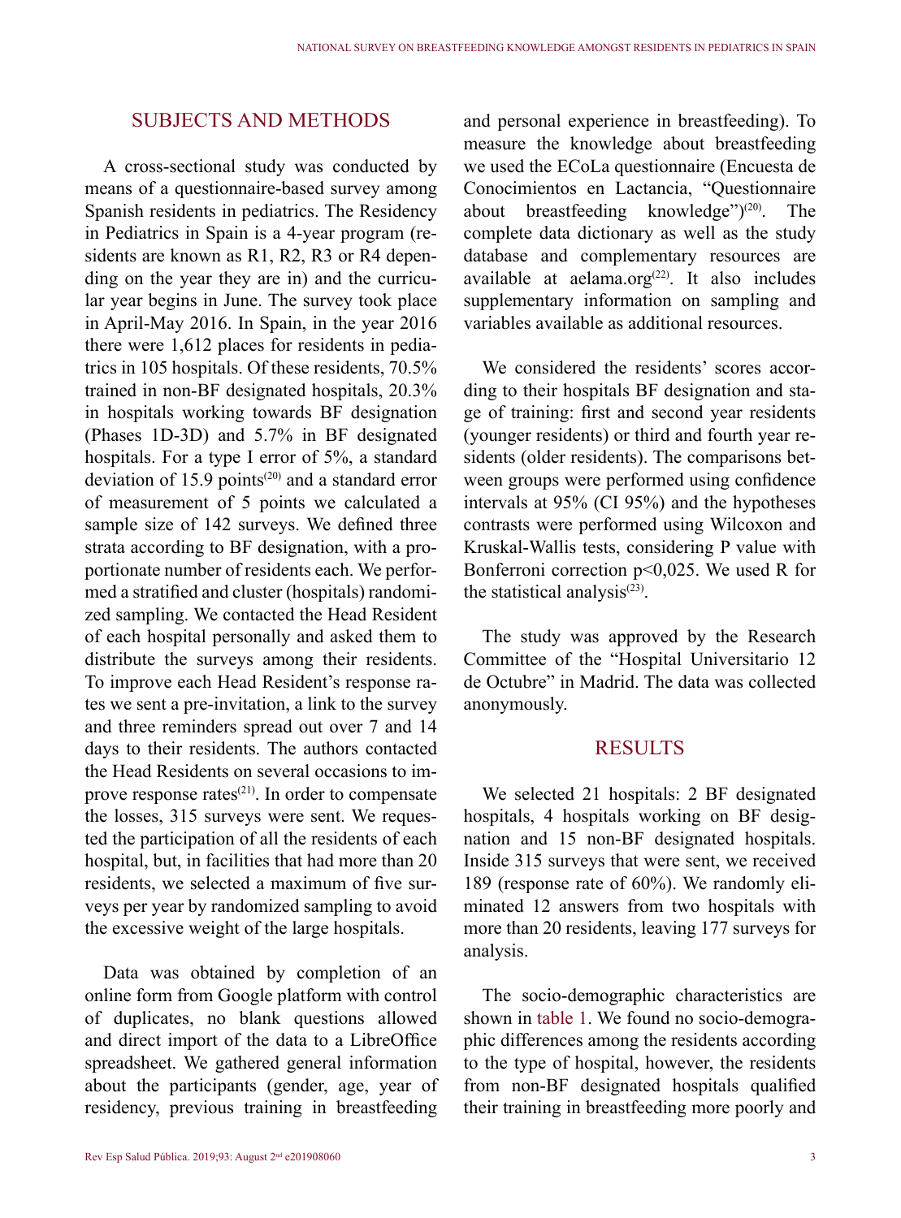## SUBJECTS AND METHODS

A cross-sectional study was conducted by means of a questionnaire-based survey among Spanish residents in pediatrics. The Residency in Pediatrics in Spain is a 4-year program (residents are known as R1, R2, R3 or R4 depending on the year they are in) and the curricular year begins in June. The survey took place in April-May 2016. In Spain, in the year 2016 there were 1,612 places for residents in pediatrics in 105 hospitals. Of these residents, 70.5% trained in non-BF designated hospitals, 20.3% in hospitals working towards BF designation (Phases 1D-3D) and 5.7% in BF designated hospitals. For a type I error of 5%, a standard deviation of 15.9 points[20] and a standard error of measurement of 5 points we calculated a sample size of 142 surveys. We defined three strata according to BF designation, with a proportionate number of residents each. We performed a stratified and cluster (hospitals) randomized sampling. We contacted the Head Resident of each hospital personally and asked them to distribute the surveys among their residents. To improve each Head Resident's response rates we sent a pre-invitation, a link to the survey and three reminders spread out over 7 and 14 days to their residents. The authors contacted the Head Residents on several occasions to improve response rates[21]. In order to compensate the losses, 315 surveys were sent. We requested the participation of all the residents of each hospital, but, in facilities that had more than 20 residents, we selected a maximum of five surveys per year by randomized sampling to avoid the excessive weight of the large hospitals.

Data was obtained by completion of an online form from Google platform with control of duplicates, no blank questions allowed and direct import of the data to a LibreOffice spreadsheet. We gathered general information about the participants (gender, age, year of residency, previous training in breastfeeding and personal experience in breastfeeding). To measure the knowledge about breastfeeding we used the ECoLa questionnaire (Encuesta de Conocimientos en Lactancia, "Questionnaire about breastfeeding knowledge")[20]. The complete data dictionary as well as the study database and complementary resources are available at aelama.org[22]. It also includes supplementary information on sampling and variables available as additional resources.

We considered the residents' scores according to their hospitals BF designation and stage of training: first and second year residents (younger residents) or third and fourth year residents (older residents). The comparisons between groups were performed using confidence intervals at 95% (CI 95%) and the hypotheses contrasts were performed using Wilcoxon and Kruskal-Wallis tests, considering P value with Bonferroni correction $p<0,025$. We used R for the statistical analysis[23].

The study was approved by the Research Committee of the "Hospital Universitario 12 de Octubre" in Madrid. The data was collected anonymously.

## RESULTS

We selected 21 hospitals: 2 BF designated hospitals, 4 hospitals working on BF designation and 15 non-BF designated hospitals. Inside 315 surveys that were sent, we received 189 (response rate of 60%). We randomly eliminated 12 answers from two hospitals with more than 20 residents, leaving 177 surveys for analysis.

The socio-demographic characteristics are shown in table 1. We found no socio-demographic differences among the residents according to the type of hospital, however, the residents from non-BF designated hospitals qualified their training in breastfeeding more poorly and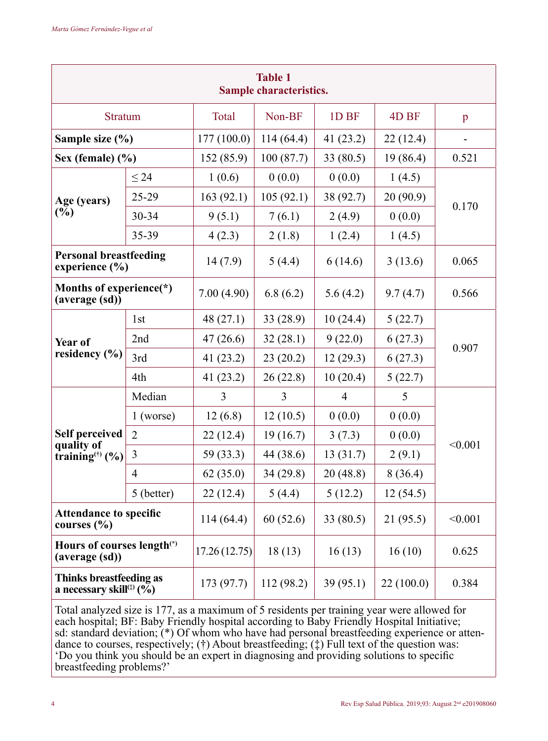**Table 1**
**Sample characteristics.**

| Stratum | | Total | Non-BF | 1D BF | 4D BF | p |
|---|---|---|---|---|---|---|
| **Sample size (%)** | | 177 (100.0) | 114 (64.4) | 41 (23.2) | 22 (12.4) | - |
| **Sex (female) (%)** | | 152 (85.9) | 100 (87.7) | 33 (80.5) | 19 (86.4) | 0.521 |
| **Age (years) (%)** | ≤ 24 | 1 (0.6) | 0 (0.0) | 0 (0.0) | 1 (4.5) | 0.170 |
| | 25-29 | 163 (92.1) | 105 (92.1) | 38 (92.7) | 20 (90.9) | |
| | 30-34 | 9 (5.1) | 7 (6.1) | 2 (4.9) | 0 (0.0) | |
| | 35-39 | 4 (2.3) | 2 (1.8) | 1 (2.4) | 1 (4.5) | |
| **Personal breastfeeding experience (%)** | | 14 (7.9) | 5 (4.4) | 6 (14.6) | 3 (13.6) | 0.065 |
| **Months of experience(*) (average (sd))** | | 7.00 (4.90) | 6.8 (6.2) | 5.6 (4.2) | 9.7 (4.7) | 0.566 |
| **Year of residency (%)** | 1st | 48 (27.1) | 33 (28.9) | 10 (24.4) | 5 (22.7) | 0.907 |
| | 2nd | 47 (26.6) | 32 (28.1) | 9 (22.0) | 6 (27.3) | |
| | 3rd | 41 (23.2) | 23 (20.2) | 12 (29.3) | 6 (27.3) | |
| | 4th | 41 (23.2) | 26 (22.8) | 10 (20.4) | 5 (22.7) | |
| **Self perceived quality of training(†) (%)** | Median | 3 | 3 | 4 | 5 | <0.001 |
| | 1 (worse) | 12 (6.8) | 12 (10.5) | 0 (0.0) | 0 (0.0) | |
| | 2 | 22 (12.4) | 19 (16.7) | 3 (7.3) | 0 (0.0) | |
| | 3 | 59 (33.3) | 44 (38.6) | 13 (31.7) | 2 (9.1) | |
| | 4 | 62 (35.0) | 34 (29.8) | 20 (48.8) | 8 (36.4) | |
| | 5 (better) | 22 (12.4) | 5 (4.4) | 5 (12.2) | 12 (54.5) | |
| **Attendance to specific courses (%)** | | 114 (64.4) | 60 (52.6) | 33 (80.5) | 21 (95.5) | <0.001 |
| **Hours of courses length(*) (average (sd))** | | 17.26 (12.75) | 18 (13) | 16 (13) | 16 (10) | 0.625 |
| **Thinks breastfeeding as a necessary skill(‡) (%)** | | 173 (97.7) | 112 (98.2) | 39 (95.1) | 22 (100.0) | 0.384 |

Total analyzed size is 177, as a maximum of 5 residents per training year were allowed for each hospital; BF: Baby Friendly hospital according to Baby Friendly Hospital Initiative; sd: standard deviation; (*) Of whom who have had personal breastfeeding experience or attendance to courses, respectively; (†) About breastfeeding; (‡) Full text of the question was: 'Do you think you should be an expert in diagnosing and providing solutions to specific breastfeeding problems?'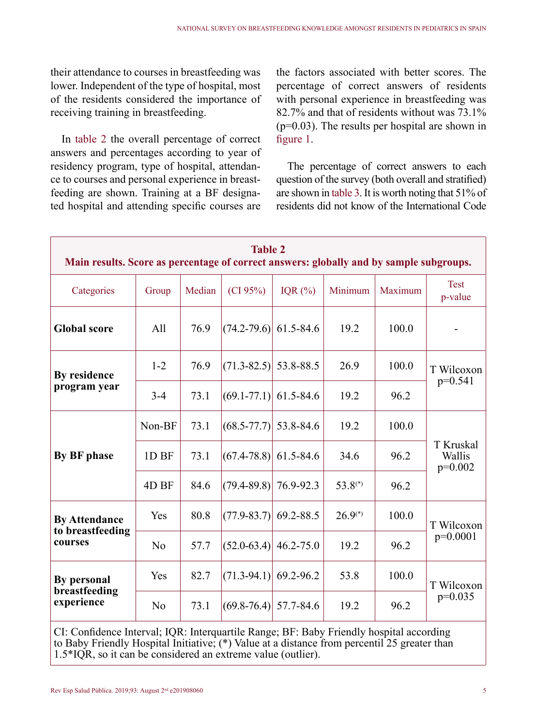their attendance to courses in breastfeeding was lower. Independent of the type of hospital, most of the residents considered the importance of receiving training in breastfeeding.

In table 2 the overall percentage of correct answers and percentages according to year of residency program, type of hospital, attendance to courses and personal experience in breastfeeding are shown. Training at a BF designated hospital and attending specific courses are the factors associated with better scores. The percentage of correct answers of residents with personal experience in breastfeeding was 82.7% and that of residents without was 73.1% (p=0.03). The results per hospital are shown in figure 1.

The percentage of correct answers to each question of the survey (both overall and stratified) are shown in table 3. It is worth noting that 51% of residents did not know of the International Code

**Table 2**
**Main results. Score as percentage of correct answers: globally and by sample subgroups.**

| Categories | Group | Median | (CI 95%) | IQR (%) | Minimum | Maximum | Test p-value |
|---|---|---|---|---|---|---|---|
| **Global score** | All | 76.9 | (74.2-79.6) | 61.5-84.6 | 19.2 | 100.0 | - |
| **By residence program year** | 1-2 | 76.9 | (71.3-82.5) | 53.8-88.5 | 26.9 | 100.0 | T Wilcoxon p=0.541 |
| | 3-4 | 73.1 | (69.1-77.1) | 61.5-84.6 | 19.2 | 96.2 | |
| **By BF phase** | Non-BF | 73.1 | (68.5-77.7) | 53.8-84.6 | 19.2 | 100.0 | T Kruskal Wallis p=0.002 |
| | 1D BF | 73.1 | (67.4-78.8) | 61.5-84.6 | 34.6 | 96.2 | |
| | 4D BF | 84.6 | (79.4-89.8) | 76.9-92.3 | 53.8(*) | 96.2 | |
| **By Attendance to breastfeeding courses** | Yes | 80.8 | (77.9-83.7) | 69.2-88.5 | 26.9(*) | 100.0 | T Wilcoxon p=0.0001 |
| | No | 57.7 | (52.0-63.4) | 46.2-75.0 | 19.2 | 96.2 | |
| **By personal breastfeeding experience** | Yes | 82.7 | (71.3-94.1) | 69.2-96.2 | 53.8 | 100.0 | T Wilcoxon p=0.035 |
| | No | 73.1 | (69.8-76.4) | 57.7-84.6 | 19.2 | 96.2 | |

CI: Confidence Interval; IQR: Interquartile Range; BF: Baby Friendly hospital according to Baby Friendly Hospital Initiative; (*) Value at a distance from percentil 25 greater than 1.5*IQR, so it can be considered an extreme value (outlier).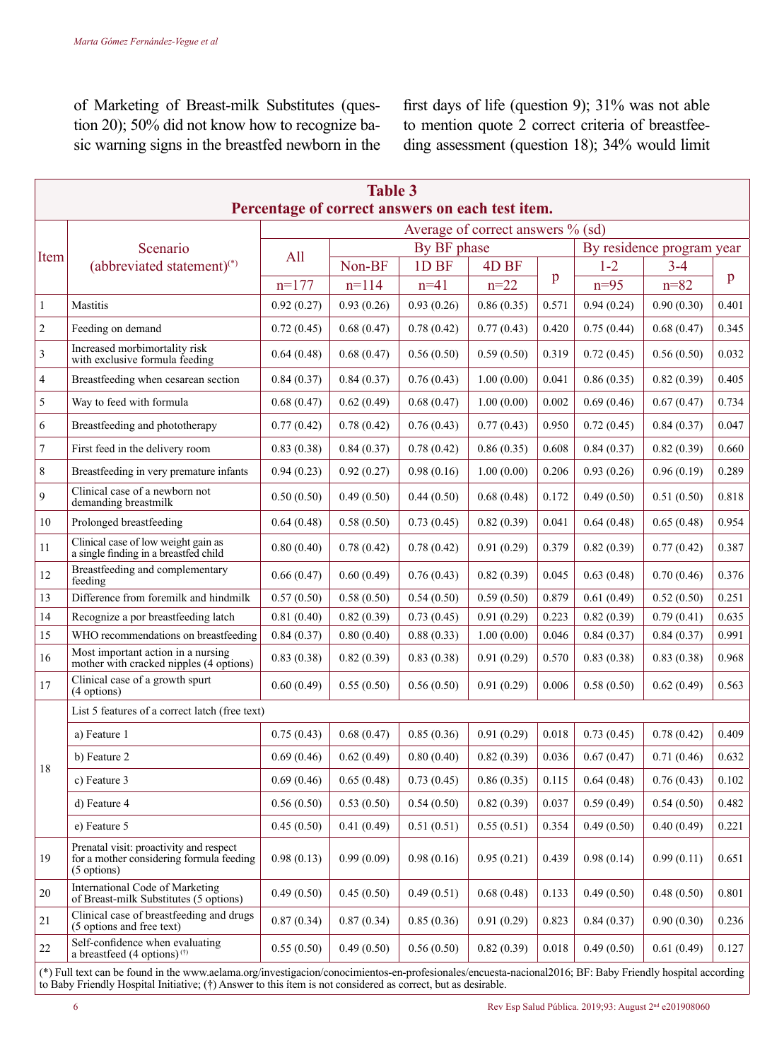of Marketing of Breast-milk Substitutes (question 20); 50% did not know how to recognize basic warning signs in the breastfed newborn in the first days of life (question 9); 31% was not able to mention quote 2 correct criteria of breastfeeding assessment (question 18); 34% would limit

**Table 3**
**Percentage of correct answers on each test item.**

| Item | Scenario (abbreviated statement)[(*)] | Average of correct answers % (sd) | | | | | | | |
|---|---|---|---|---|---|---|---|---|---|
| | | All | By BF phase | | | | By residence program year | | |
| | | | Non-BF | 1D BF | 4D BF | p | 1-2 | 3-4 | p |
| | | n=177 | n=114 | n=41 | n=22 | | n=95 | n=82 | |
| 1 | Mastitis | 0.92 (0.27) | 0.93 (0.26) | 0.93 (0.26) | 0.86 (0.35) | 0.571 | 0.94 (0.24) | 0.90 (0.30) | 0.401 |
| 2 | Feeding on demand | 0.72 (0.45) | 0.68 (0.47) | 0.78 (0.42) | 0.77 (0.43) | 0.420 | 0.75 (0.44) | 0.68 (0.47) | 0.345 |
| 3 | Increased morbimortality risk with exclusive formula feeding | 0.64 (0.48) | 0.68 (0.47) | 0.56 (0.50) | 0.59 (0.50) | 0.319 | 0.72 (0.45) | 0.56 (0.50) | 0.032 |
| 4 | Breastfeeding when cesarean section | 0.84 (0.37) | 0.84 (0.37) | 0.76 (0.43) | 1.00 (0.00) | 0.041 | 0.86 (0.35) | 0.82 (0.39) | 0.405 |
| 5 | Way to feed with formula | 0.68 (0.47) | 0.62 (0.49) | 0.68 (0.47) | 1.00 (0.00) | 0.002 | 0.69 (0.46) | 0.67 (0.47) | 0.734 |
| 6 | Breastfeeding and phototherapy | 0.77 (0.42) | 0.78 (0.42) | 0.76 (0.43) | 0.77 (0.43) | 0.950 | 0.72 (0.45) | 0.84 (0.37) | 0.047 |
| 7 | First feed in the delivery room | 0.83 (0.38) | 0.84 (0.37) | 0.78 (0.42) | 0.86 (0.35) | 0.608 | 0.84 (0.37) | 0.82 (0.39) | 0.660 |
| 8 | Breastfeeding in very premature infants | 0.94 (0.23) | 0.92 (0.27) | 0.98 (0.16) | 1.00 (0.00) | 0.206 | 0.93 (0.26) | 0.96 (0.19) | 0.289 |
| 9 | Clinical case of a newborn not demanding breastmilk | 0.50 (0.50) | 0.49 (0.50) | 0.44 (0.50) | 0.68 (0.48) | 0.172 | 0.49 (0.50) | 0.51 (0.50) | 0.818 |
| 10 | Prolonged breastfeeding | 0.64 (0.48) | 0.58 (0.50) | 0.73 (0.45) | 0.82 (0.39) | 0.041 | 0.64 (0.48) | 0.65 (0.48) | 0.954 |
| 11 | Clinical case of low weight gain as a single finding in a breastfed child | 0.80 (0.40) | 0.78 (0.42) | 0.78 (0.42) | 0.91 (0.29) | 0.379 | 0.82 (0.39) | 0.77 (0.42) | 0.387 |
| 12 | Breastfeeding and complementary feeding | 0.66 (0.47) | 0.60 (0.49) | 0.76 (0.43) | 0.82 (0.39) | 0.045 | 0.63 (0.48) | 0.70 (0.46) | 0.376 |
| 13 | Difference from foremilk and hindmilk | 0.57 (0.50) | 0.58 (0.50) | 0.54 (0.50) | 0.59 (0.50) | 0.879 | 0.61 (0.49) | 0.52 (0.50) | 0.251 |
| 14 | Recognize a por breastfeeding latch | 0.81 (0.40) | 0.82 (0.39) | 0.73 (0.45) | 0.91 (0.29) | 0.223 | 0.82 (0.39) | 0.79 (0.41) | 0.635 |
| 15 | WHO recommendations on breastfeeding | 0.84 (0.37) | 0.80 (0.40) | 0.88 (0.33) | 1.00 (0.00) | 0.046 | 0.84 (0.37) | 0.84 (0.37) | 0.991 |
| 16 | Most important action in a nursing mother with cracked nipples (4 options) | 0.83 (0.38) | 0.82 (0.39) | 0.83 (0.38) | 0.91 (0.29) | 0.570 | 0.83 (0.38) | 0.83 (0.38) | 0.968 |
| 17 | Clinical case of a growth spurt (4 options) | 0.60 (0.49) | 0.55 (0.50) | 0.56 (0.50) | 0.91 (0.29) | 0.006 | 0.58 (0.50) | 0.62 (0.49) | 0.563 |
| 18 | List 5 features of a correct latch (free text) | | | | | | | | |
| | a) Feature 1 | 0.75 (0.43) | 0.68 (0.47) | 0.85 (0.36) | 0.91 (0.29) | 0.018 | 0.73 (0.45) | 0.78 (0.42) | 0.409 |
| | b) Feature 2 | 0.69 (0.46) | 0.62 (0.49) | 0.80 (0.40) | 0.82 (0.39) | 0.036 | 0.67 (0.47) | 0.71 (0.46) | 0.632 |
| | c) Feature 3 | 0.69 (0.46) | 0.65 (0.48) | 0.73 (0.45) | 0.86 (0.35) | 0.115 | 0.64 (0.48) | 0.76 (0.43) | 0.102 |
| | d) Feature 4 | 0.56 (0.50) | 0.53 (0.50) | 0.54 (0.50) | 0.82 (0.39) | 0.037 | 0.59 (0.49) | 0.54 (0.50) | 0.482 |
| | e) Feature 5 | 0.45 (0.50) | 0.41 (0.49) | 0.51 (0.51) | 0.55 (0.51) | 0.354 | 0.49 (0.50) | 0.40 (0.49) | 0.221 |
| 19 | Prenatal visit: proactivity and respect for a mother considering formula feeding (5 options) | 0.98 (0.13) | 0.99 (0.09) | 0.98 (0.16) | 0.95 (0.21) | 0.439 | 0.98 (0.14) | 0.99 (0.11) | 0.651 |
| 20 | International Code of Marketing of Breast-milk Substitutes (5 options) | 0.49 (0.50) | 0.45 (0.50) | 0.49 (0.51) | 0.68 (0.48) | 0.133 | 0.49 (0.50) | 0.48 (0.50) | 0.801 |
| 21 | Clinical case of breastfeeding and drugs (5 options and free text) | 0.87 (0.34) | 0.87 (0.34) | 0.85 (0.36) | 0.91 (0.29) | 0.823 | 0.84 (0.37) | 0.90 (0.30) | 0.236 |
| 22 | Self-confidence when evaluating a breastfeed (4 options)[(†)] | 0.55 (0.50) | 0.49 (0.50) | 0.56 (0.50) | 0.82 (0.39) | 0.018 | 0.49 (0.50) | 0.61 (0.49) | 0.127 |

(*) Full text can be found in the www.aelama.org/investigacion/conocimientos-en-profesionales/encuesta-nacional2016; BF: Baby Friendly hospital according to Baby Friendly Hospital Initiative; (†) Answer to this ítem is not considered as correct, but as desirable.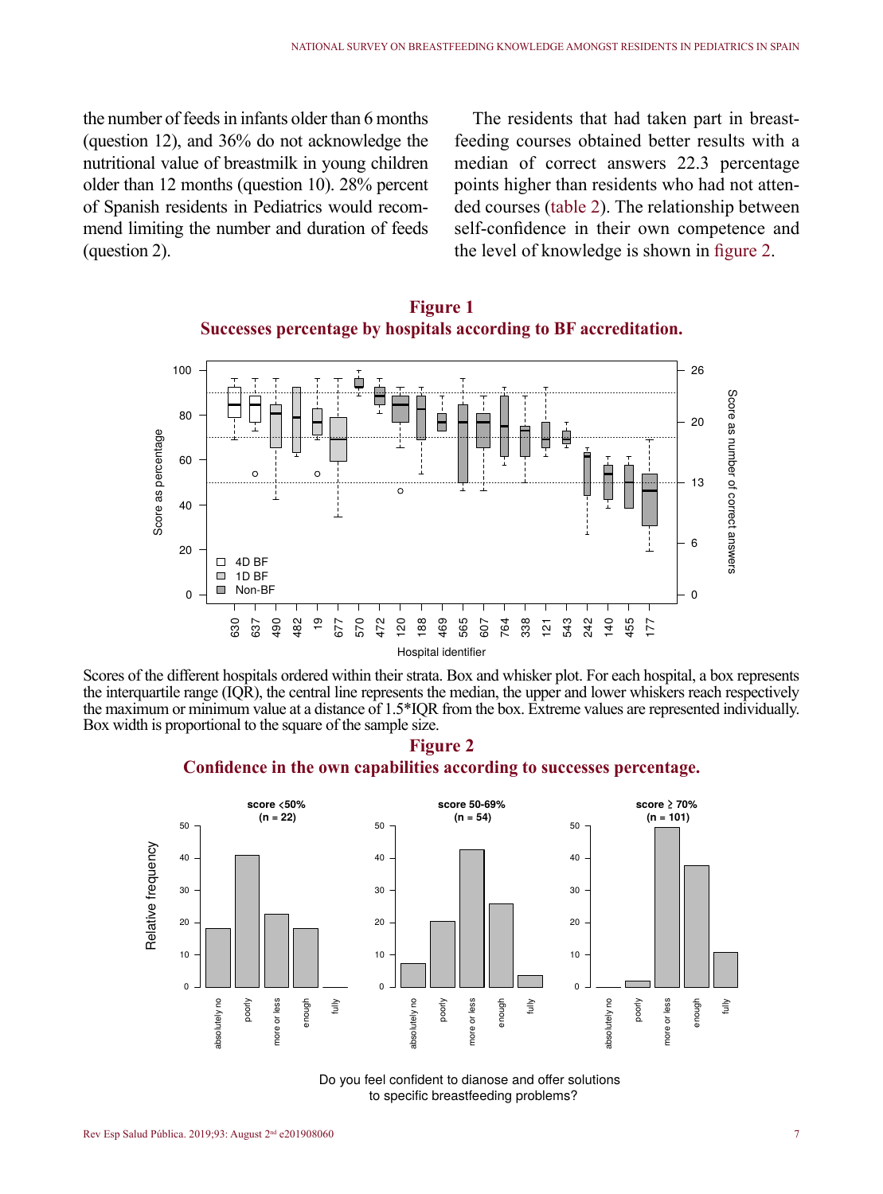the number of feeds in infants older than 6 months (question 12), and 36% do not acknowledge the nutritional value of breastmilk in young children older than 12 months (question 10). 28% percent of Spanish residents in Pediatrics would recommend limiting the number and duration of feeds (question 2).

The residents that had taken part in breastfeeding courses obtained better results with a median of correct answers 22.3 percentage points higher than residents who had not attended courses (table 2). The relationship between self-confidence in their own competence and the level of knowledge is shown in figure 2.

**Figure 1**
**Successes percentage by hospitals according to BF accreditation.**

Scores of the different hospitals ordered within their strata. Box and whisker plot. For each hospital, a box represents the interquartile range (IQR), the central line represents the median, the upper and lower whiskers reach respectively the maximum or minimum value at a distance of 1.5*IQR from the box. Extreme values are represented individually. Box width is proportional to the square of the sample size.

**Figure 2**
**Confidence in the own capabilities according to successes percentage.**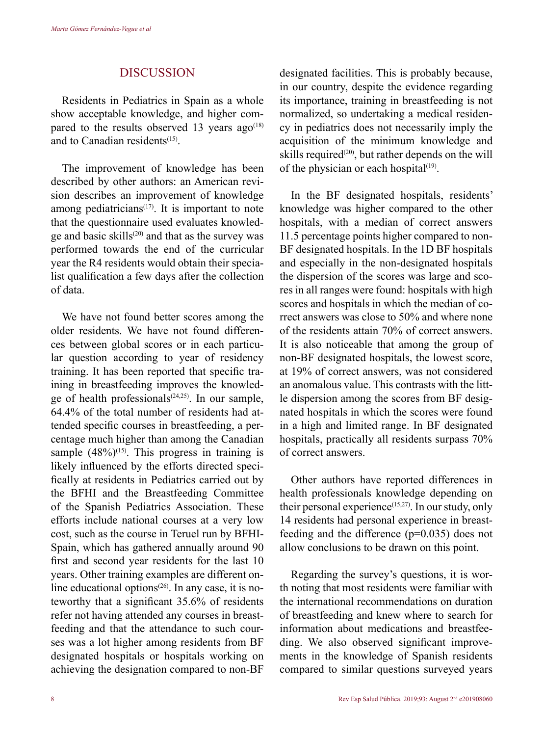## DISCUSSION

Residents in Pediatrics in Spain as a whole show acceptable knowledge, and higher compared to the results observed 13 years ago[18] and to Canadian residents[15].

The improvement of knowledge has been described by other authors: an American revision describes an improvement of knowledge among pediatricians[17]. It is important to note that the questionnaire used evaluates knowledge and basic skills[20] and that as the survey was performed towards the end of the curricular year the R4 residents would obtain their specialist qualification a few days after the collection of data.

We have not found better scores among the older residents. We have not found differences between global scores or in each particular question according to year of residency training. It has been reported that specific training in breastfeeding improves the knowledge of health professionals[24,25]. In our sample, 64.4% of the total number of residents had attended specific courses in breastfeeding, a percentage much higher than among the Canadian sample (48%)[15]. This progress in training is likely influenced by the efforts directed specifically at residents in Pediatrics carried out by the BFHI and the Breastfeeding Committee of the Spanish Pediatrics Association. These efforts include national courses at a very low cost, such as the course in Teruel run by BFHI-Spain, which has gathered annually around 90 first and second year residents for the last 10 years. Other training examples are different online educational options[26]. In any case, it is noteworthy that a significant 35.6% of residents refer not having attended any courses in breastfeeding and that the attendance to such courses was a lot higher among residents from BF designated hospitals or hospitals working on achieving the designation compared to non-BF designated facilities. This is probably because, in our country, despite the evidence regarding its importance, training in breastfeeding is not normalized, so undertaking a medical residency in pediatrics does not necessarily imply the acquisition of the minimum knowledge and skills required[20], but rather depends on the will of the physician or each hospital[19].

In the BF designated hospitals, residents' knowledge was higher compared to the other hospitals, with a median of correct answers 11.5 percentage points higher compared to non-BF designated hospitals. In the 1D BF hospitals and especially in the non-designated hospitals the dispersion of the scores was large and scores in all ranges were found: hospitals with high scores and hospitals in which the median of correct answers was close to 50% and where none of the residents attain 70% of correct answers. It is also noticeable that among the group of non-BF designated hospitals, the lowest score, at 19% of correct answers, was not considered an anomalous value. This contrasts with the little dispersion among the scores from BF designated hospitals in which the scores were found in a high and limited range. In BF designated hospitals, practically all residents surpass 70% of correct answers.

Other authors have reported differences in health professionals knowledge depending on their personal experience[15,27]. In our study, only 14 residents had personal experience in breastfeeding and the difference ($p=0.035$) does not allow conclusions to be drawn on this point.

Regarding the survey's questions, it is worth noting that most residents were familiar with the international recommendations on duration of breastfeeding and knew where to search for information about medications and breastfeeding. We also observed significant improvements in the knowledge of Spanish residents compared to similar questions surveyed years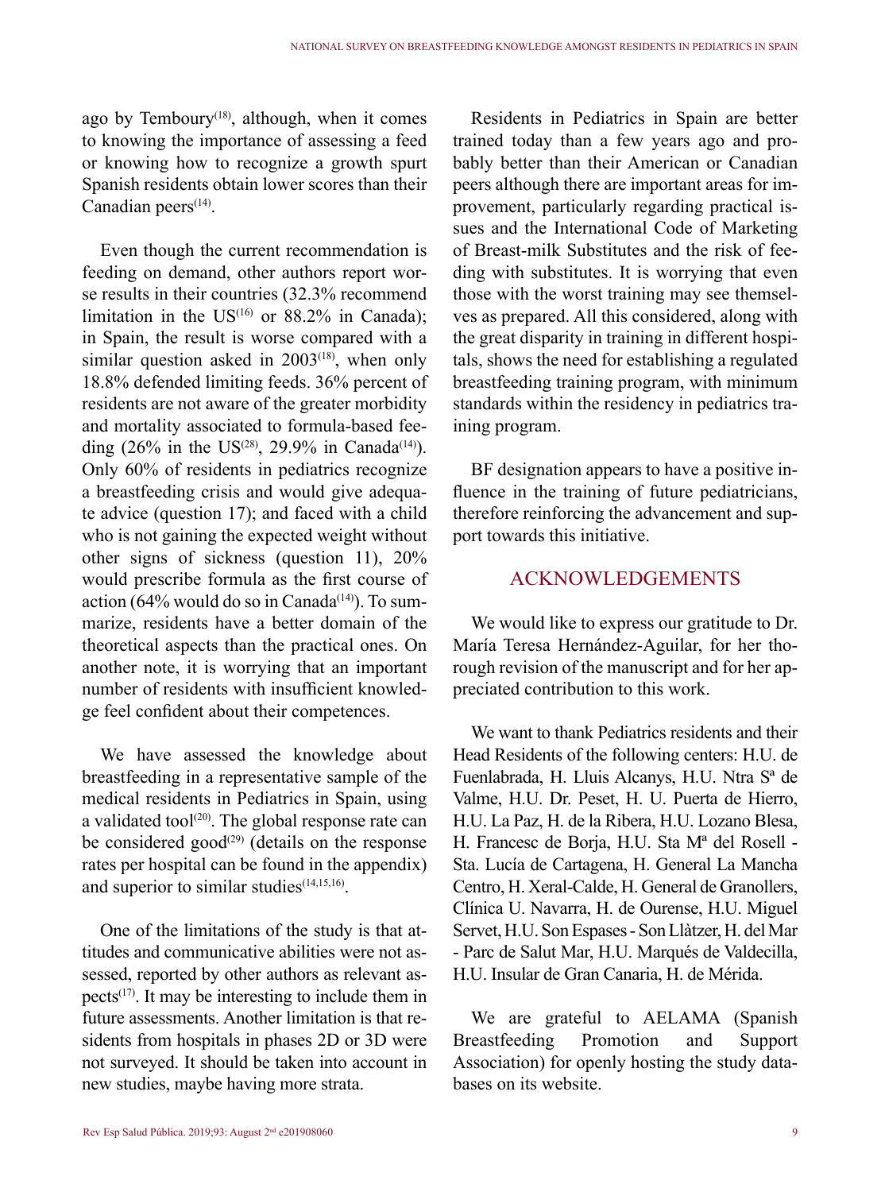ago by Temboury[18], although, when it comes to knowing the importance of assessing a feed or knowing how to recognize a growth spurt Spanish residents obtain lower scores than their Canadian peers[14].

Even though the current recommendation is feeding on demand, other authors report worse results in their countries (32.3% recommend limitation in the US[16] or 88.2% in Canada); in Spain, the result is worse compared with a similar question asked in 2003[18], when only 18.8% defended limiting feeds. 36% percent of residents are not aware of the greater morbidity and mortality associated to formula-based feeding (26% in the US[28], 29.9% in Canada[14]). Only 60% of residents in pediatrics recognize a breastfeeding crisis and would give adequate advice (question 17); and faced with a child who is not gaining the expected weight without other signs of sickness (question 11), 20% would prescribe formula as the first course of action (64% would do so in Canada[14]). To summarize, residents have a better domain of the theoretical aspects than the practical ones. On another note, it is worrying that an important number of residents with insufficient knowledge feel confident about their competences.

We have assessed the knowledge about breastfeeding in a representative sample of the medical residents in Pediatrics in Spain, using a validated tool[20]. The global response rate can be considered good[29] (details on the response rates per hospital can be found in the appendix) and superior to similar studies[14,15,16].

One of the limitations of the study is that attitudes and communicative abilities were not assessed, reported by other authors as relevant aspects[17]. It may be interesting to include them in future assessments. Another limitation is that residents from hospitals in phases 2D or 3D were not surveyed. It should be taken into account in new studies, maybe having more strata.

Residents in Pediatrics in Spain are better trained today than a few years ago and probably better than their American or Canadian peers although there are important areas for improvement, particularly regarding practical issues and the International Code of Marketing of Breast-milk Substitutes and the risk of feeding with substitutes. It is worrying that even those with the worst training may see themselves as prepared. All this considered, along with the great disparity in training in different hospitals, shows the need for establishing a regulated breastfeeding training program, with minimum standards within the residency in pediatrics training program.

BF designation appears to have a positive influence in the training of future pediatricians, therefore reinforcing the advancement and support towards this initiative.

## ACKNOWLEDGEMENTS

We would like to express our gratitude to Dr. María Teresa Hernández-Aguilar, for her thorough revision of the manuscript and for her appreciated contribution to this work.

We want to thank Pediatrics residents and their Head Residents of the following centers: H.U. de Fuenlabrada, H. Lluis Alcanys, H.U. Ntra Sª de Valme, H.U. Dr. Peset, H. U. Puerta de Hierro, H.U. La Paz, H. de la Ribera, H.U. Lozano Blesa, H. Francesc de Borja, H.U. Sta Mª del Rosell - Sta. Lucía de Cartagena, H. General La Mancha Centro, H. Xeral-Calde, H. General de Granollers, Clínica U. Navarra, H. de Ourense, H.U. Miguel Servet, H.U. Son Espases - Son Llàtzer, H. del Mar - Parc de Salut Mar, H.U. Marqués de Valdecilla, H.U. Insular de Gran Canaria, H. de Mérida.

We are grateful to AELAMA (Spanish Breastfeeding Promotion and Support Association) for openly hosting the study databases on its website.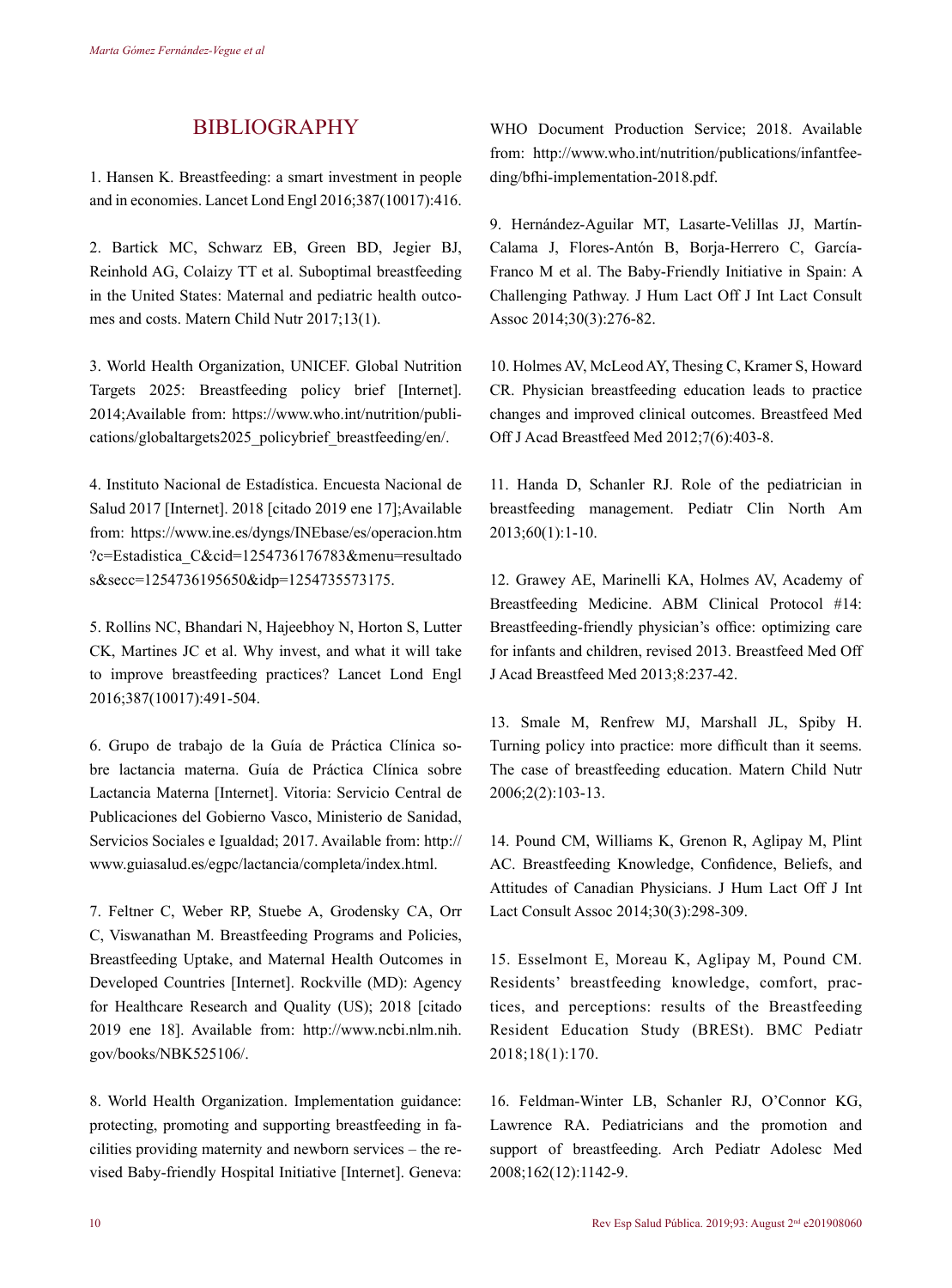## BIBLIOGRAPHY

1. Hansen K. Breastfeeding: a smart investment in people and in economies. Lancet Lond Engl 2016;387(10017):416.

2. Bartick MC, Schwarz EB, Green BD, Jegier BJ, Reinhold AG, Colaizy TT et al. Suboptimal breastfeeding in the United States: Maternal and pediatric health outcomes and costs. Matern Child Nutr 2017;13(1).

3. World Health Organization, UNICEF. Global Nutrition Targets 2025: Breastfeeding policy brief [Internet]. 2014;Available from: https://www.who.int/nutrition/publications/globaltargets2025_policybrief_breastfeeding/en/.

4. Instituto Nacional de Estadística. Encuesta Nacional de Salud 2017 [Internet]. 2018 [citado 2019 ene 17];Available from: https://www.ine.es/dyngs/INEbase/es/operacion.htm?c=Estadistica_C&cid=1254736176783&menu=resultados&secc=1254736195650&idp=1254735573175.

5. Rollins NC, Bhandari N, Hajeebhoy N, Horton S, Lutter CK, Martines JC et al. Why invest, and what it will take to improve breastfeeding practices? Lancet Lond Engl 2016;387(10017):491-504.

6. Grupo de trabajo de la Guía de Práctica Clínica sobre lactancia materna. Guía de Práctica Clínica sobre Lactancia Materna [Internet]. Vitoria: Servicio Central de Publicaciones del Gobierno Vasco, Ministerio de Sanidad, Servicios Sociales e Igualdad; 2017. Available from: http://www.guiasalud.es/egpc/lactancia/completa/index.html.

7. Feltner C, Weber RP, Stuebe A, Grodensky CA, Orr C, Viswanathan M. Breastfeeding Programs and Policies, Breastfeeding Uptake, and Maternal Health Outcomes in Developed Countries [Internet]. Rockville (MD): Agency for Healthcare Research and Quality (US); 2018 [citado 2019 ene 18]. Available from: http://www.ncbi.nlm.nih.gov/books/NBK525106/.

8. World Health Organization. Implementation guidance: protecting, promoting and supporting breastfeeding in facilities providing maternity and newborn services – the revised Baby-friendly Hospital Initiative [Internet]. Geneva: WHO Document Production Service; 2018. Available from: http://www.who.int/nutrition/publications/infantfeeding/bfhi-implementation-2018.pdf.

9. Hernández-Aguilar MT, Lasarte-Velillas JJ, Martín-Calama J, Flores-Antón B, Borja-Herrero C, García-Franco M et al. The Baby-Friendly Initiative in Spain: A Challenging Pathway. J Hum Lact Off J Int Lact Consult Assoc 2014;30(3):276-82.

10. Holmes AV, McLeod AY, Thesing C, Kramer S, Howard CR. Physician breastfeeding education leads to practice changes and improved clinical outcomes. Breastfeed Med Off J Acad Breastfeed Med 2012;7(6):403-8.

11. Handa D, Schanler RJ. Role of the pediatrician in breastfeeding management. Pediatr Clin North Am 2013;60(1):1-10.

12. Grawey AE, Marinelli KA, Holmes AV, Academy of Breastfeeding Medicine. ABM Clinical Protocol #14: Breastfeeding-friendly physician's office: optimizing care for infants and children, revised 2013. Breastfeed Med Off J Acad Breastfeed Med 2013;8:237-42.

13. Smale M, Renfrew MJ, Marshall JL, Spiby H. Turning policy into practice: more difficult than it seems. The case of breastfeeding education. Matern Child Nutr 2006;2(2):103-13.

14. Pound CM, Williams K, Grenon R, Aglipay M, Plint AC. Breastfeeding Knowledge, Confidence, Beliefs, and Attitudes of Canadian Physicians. J Hum Lact Off J Int Lact Consult Assoc 2014;30(3):298-309.

15. Esselmont E, Moreau K, Aglipay M, Pound CM. Residents' breastfeeding knowledge, comfort, practices, and perceptions: results of the Breastfeeding Resident Education Study (BRESt). BMC Pediatr 2018;18(1):170.

16. Feldman-Winter LB, Schanler RJ, O'Connor KG, Lawrence RA. Pediatricians and the promotion and support of breastfeeding. Arch Pediatr Adolesc Med 2008;162(12):1142-9.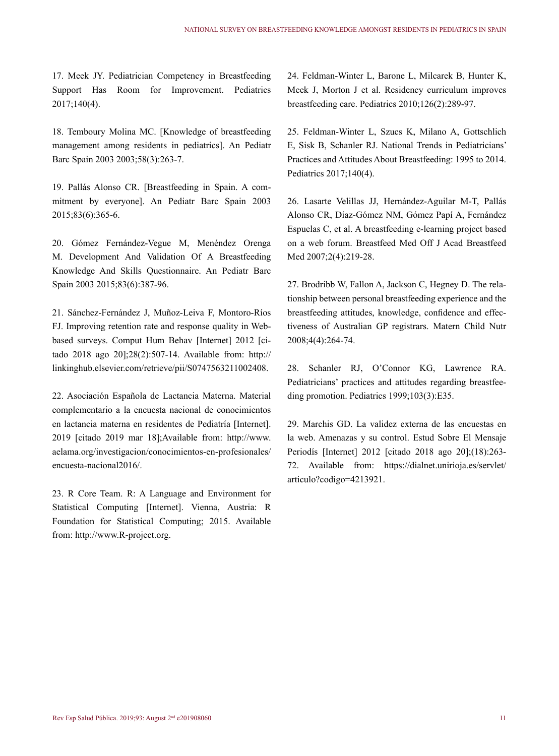17. Meek JY. Pediatrician Competency in Breastfeeding Support Has Room for Improvement. Pediatrics 2017;140(4).

18. Temboury Molina MC. [Knowledge of breastfeeding management among residents in pediatrics]. An Pediatr Barc Spain 2003 2003;58(3):263-7.

19. Pallás Alonso CR. [Breastfeeding in Spain. A commitment by everyone]. An Pediatr Barc Spain 2003 2015;83(6):365-6.

20. Gómez Fernández-Vegue M, Menéndez Orenga M. Development And Validation Of A Breastfeeding Knowledge And Skills Questionnaire. An Pediatr Barc Spain 2003 2015;83(6):387-96.

21. Sánchez-Fernández J, Muñoz-Leiva F, Montoro-Ríos FJ. Improving retention rate and response quality in Web-based surveys. Comput Hum Behav [Internet] 2012 [citado 2018 ago 20];28(2):507-14. Available from: http://linkinghub.elsevier.com/retrieve/pii/S0747563211002408.

22. Asociación Española de Lactancia Materna. Material complementario a la encuesta nacional de conocimientos en lactancia materna en residentes de Pediatría [Internet]. 2019 [citado 2019 mar 18];Available from: http://www.aelama.org/investigacion/conocimientos-en-profesionales/encuesta-nacional2016/.

23. R Core Team. R: A Language and Environment for Statistical Computing [Internet]. Vienna, Austria: R Foundation for Statistical Computing; 2015. Available from: http://www.R-project.org.

24. Feldman-Winter L, Barone L, Milcarek B, Hunter K, Meek J, Morton J et al. Residency curriculum improves breastfeeding care. Pediatrics 2010;126(2):289-97.

25. Feldman-Winter L, Szucs K, Milano A, Gottschlich E, Sisk B, Schanler RJ. National Trends in Pediatricians' Practices and Attitudes About Breastfeeding: 1995 to 2014. Pediatrics 2017;140(4).

26. Lasarte Velillas JJ, Hernández-Aguilar M-T, Pallás Alonso CR, Díaz-Gómez NM, Gómez Papí A, Fernández Espuelas C, et al. A breastfeeding e-learning project based on a web forum. Breastfeed Med Off J Acad Breastfeed Med 2007;2(4):219-28.

27. Brodribb W, Fallon A, Jackson C, Hegney D. The relationship between personal breastfeeding experience and the breastfeeding attitudes, knowledge, confidence and effectiveness of Australian GP registrars. Matern Child Nutr 2008;4(4):264-74.

28. Schanler RJ, O'Connor KG, Lawrence RA. Pediatricians' practices and attitudes regarding breastfeeding promotion. Pediatrics 1999;103(3):E35.

29. Marchis GD. La validez externa de las encuestas en la web. Amenazas y su control. Estud Sobre El Mensaje Periodís [Internet] 2012 [citado 2018 ago 20];(18):263-72. Available from: https://dialnet.unirioja.es/servlet/articulo?codigo=4213921.